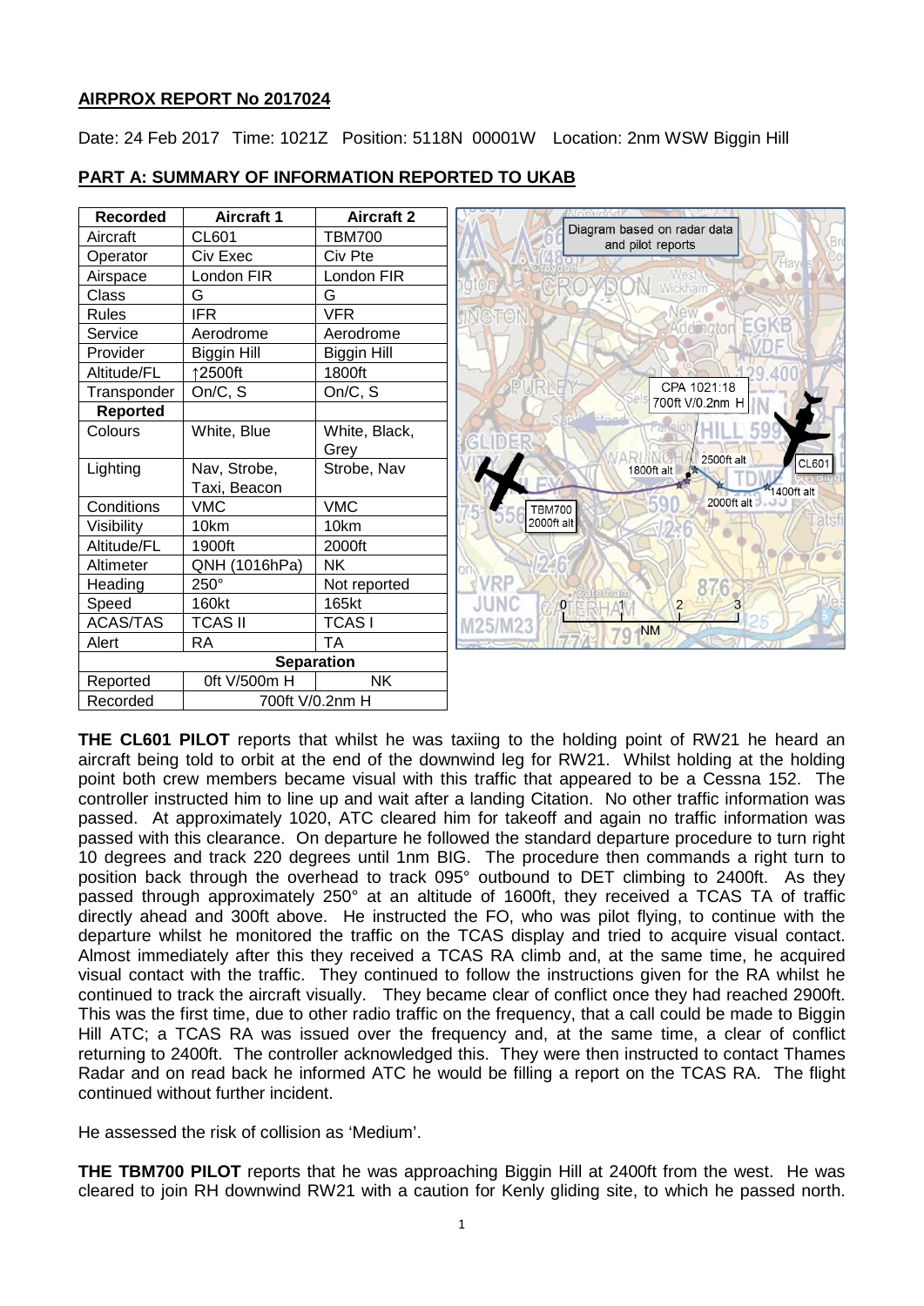## AIRPROX REPORT No 2017024

Date: 24 Feb 2017 Time: 1021Z Position: 5118N 00001W Location: 2nm WSW Biggin Hill

## PART A: SUMMARY OF INFORMATION REPORTED TO UKAB

| Recorded | Aircraft 1 | Aircraft 2 |
|---|---|---|
| Aircraft | CL601 | TBM700 |
| Operator | Civ Exec | Civ Pte |
| Airspace | London FIR | London FIR |
| Class | G | G |
| Rules | IFR | VFR |
| Service | Aerodrome | Aerodrome |
| Provider | Biggin Hill | Biggin Hill |
| Altitude/FL | ↑2500ft | 1800ft |
| Transponder | On/C, S | On/C, S |
| **Reported** | | |
| Colours | White, Blue | White, Black, Grey |
| Lighting | Nav, Strobe, Taxi, Beacon | Strobe, Nav |
| Conditions | VMC | VMC |
| Visibility | 10km | 10km |
| Altitude/FL | 1900ft | 2000ft |
| Altimeter | QNH (1016hPa) | NK |
| Heading | 250° | Not reported |
| Speed | 160kt | 165kt |
| ACAS/TAS | TCAS II | TCAS I |
| Alert | RA | TA |
| **Separation** | | |
| Reported | 0ft V/500m H | NK |
| Recorded | 700ft V/0.2nm H | |

Diagram based on radar data and pilot reports

**THE CL601 PILOT** reports that whilst he was taxiing to the holding point of RW21 he heard an aircraft being told to orbit at the end of the downwind leg for RW21. Whilst holding at the holding point both crew members became visual with this traffic that appeared to be a Cessna 152. The controller instructed him to line up and wait after a landing Citation. No other traffic information was passed. At approximately 1020, ATC cleared him for takeoff and again no traffic information was passed with this clearance. On departure he followed the standard departure procedure to turn right 10 degrees and track 220 degrees until 1nm BIG. The procedure then commands a right turn to position back through the overhead to track 095° outbound to DET climbing to 2400ft. As they passed through approximately 250° at an altitude of 1600ft, they received a TCAS TA of traffic directly ahead and 300ft above. He instructed the FO, who was pilot flying, to continue with the departure whilst he monitored the traffic on the TCAS display and tried to acquire visual contact. Almost immediately after this they received a TCAS RA climb and, at the same time, he acquired visual contact with the traffic. They continued to follow the instructions given for the RA whilst he continued to track the aircraft visually. They became clear of conflict once they had reached 2900ft. This was the first time, due to other radio traffic on the frequency, that a call could be made to Biggin Hill ATC; a TCAS RA was issued over the frequency and, at the same time, a clear of conflict returning to 2400ft. The controller acknowledged this. They were then instructed to contact Thames Radar and on read back he informed ATC he would be filling a report on the TCAS RA. The flight continued without further incident.

He assessed the risk of collision as 'Medium'.

**THE TBM700 PILOT** reports that he was approaching Biggin Hill at 2400ft from the west. He was cleared to join RH downwind RW21 with a caution for Kenly gliding site, to which he passed north.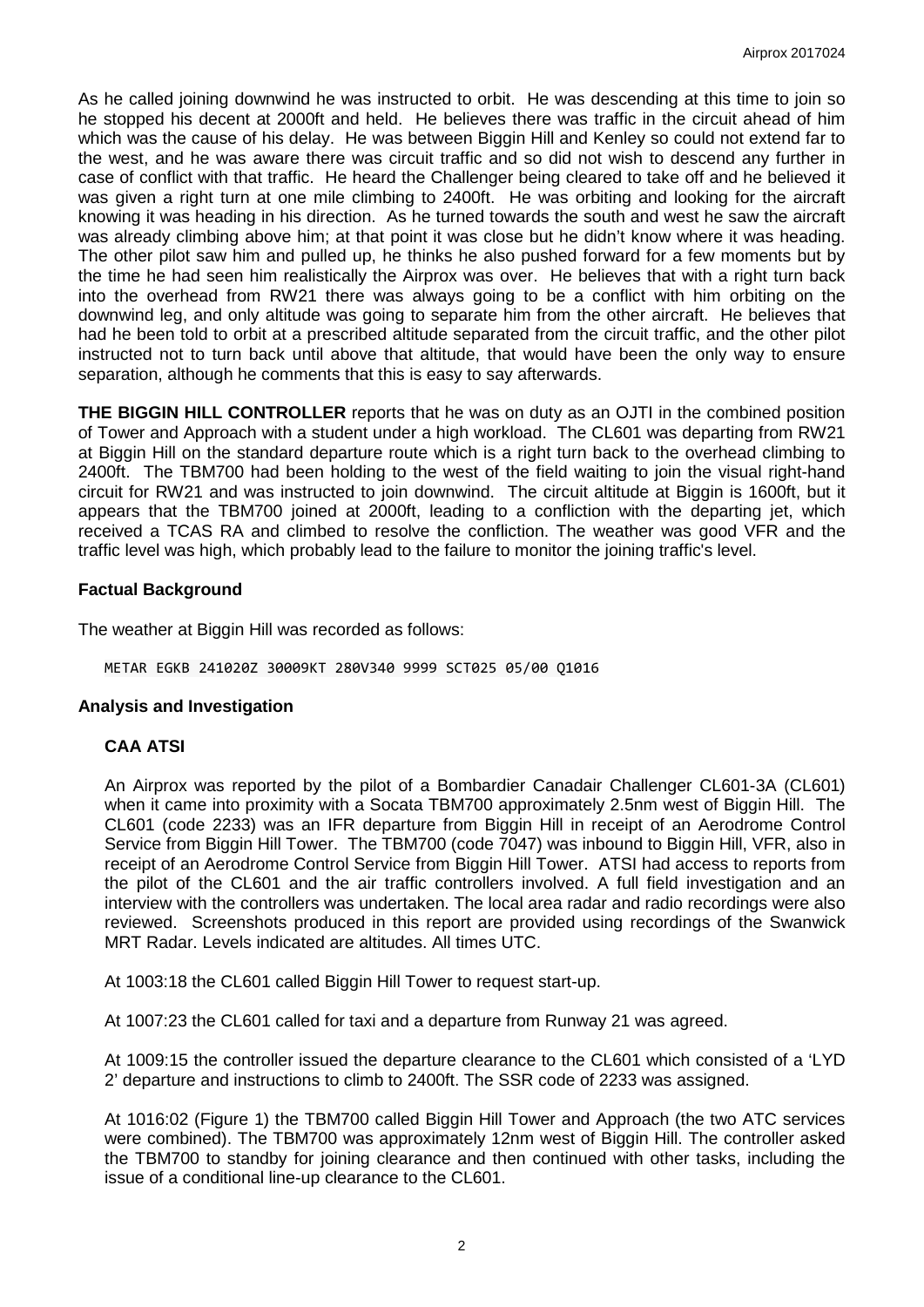As he called joining downwind he was instructed to orbit. He was descending at this time to join so he stopped his decent at 2000ft and held. He believes there was traffic in the circuit ahead of him which was the cause of his delay. He was between Biggin Hill and Kenley so could not extend far to the west, and he was aware there was circuit traffic and so did not wish to descend any further in case of conflict with that traffic. He heard the Challenger being cleared to take off and he believed it was given a right turn at one mile climbing to 2400ft. He was orbiting and looking for the aircraft knowing it was heading in his direction. As he turned towards the south and west he saw the aircraft was already climbing above him; at that point it was close but he didn't know where it was heading. The other pilot saw him and pulled up, he thinks he also pushed forward for a few moments but by the time he had seen him realistically the Airprox was over. He believes that with a right turn back into the overhead from RW21 there was always going to be a conflict with him orbiting on the downwind leg, and only altitude was going to separate him from the other aircraft. He believes that had he been told to orbit at a prescribed altitude separated from the circuit traffic, and the other pilot instructed not to turn back until above that altitude, that would have been the only way to ensure separation, although he comments that this is easy to say afterwards.

**THE BIGGIN HILL CONTROLLER** reports that he was on duty as an OJTI in the combined position of Tower and Approach with a student under a high workload. The CL601 was departing from RW21 at Biggin Hill on the standard departure route which is a right turn back to the overhead climbing to 2400ft. The TBM700 had been holding to the west of the field waiting to join the visual right-hand circuit for RW21 and was instructed to join downwind. The circuit altitude at Biggin is 1600ft, but it appears that the TBM700 joined at 2000ft, leading to a confliction with the departing jet, which received a TCAS RA and climbed to resolve the confliction. The weather was good VFR and the traffic level was high, which probably lead to the failure to monitor the joining traffic's level.

## Factual Background

The weather at Biggin Hill was recorded as follows:

```
METAR EGKB 241020Z 30009KT 280V340 9999 SCT025 05/00 Q1016
```

## Analysis and Investigation

### CAA ATSI

An Airprox was reported by the pilot of a Bombardier Canadair Challenger CL601-3A (CL601) when it came into proximity with a Socata TBM700 approximately 2.5nm west of Biggin Hill. The CL601 (code 2233) was an IFR departure from Biggin Hill in receipt of an Aerodrome Control Service from Biggin Hill Tower. The TBM700 (code 7047) was inbound to Biggin Hill, VFR, also in receipt of an Aerodrome Control Service from Biggin Hill Tower. ATSI had access to reports from the pilot of the CL601 and the air traffic controllers involved. A full field investigation and an interview with the controllers was undertaken. The local area radar and radio recordings were also reviewed. Screenshots produced in this report are provided using recordings of the Swanwick MRT Radar. Levels indicated are altitudes. All times UTC.

At 1003:18 the CL601 called Biggin Hill Tower to request start-up.

At 1007:23 the CL601 called for taxi and a departure from Runway 21 was agreed.

At 1009:15 the controller issued the departure clearance to the CL601 which consisted of a 'LYD 2' departure and instructions to climb to 2400ft. The SSR code of 2233 was assigned.

At 1016:02 (Figure 1) the TBM700 called Biggin Hill Tower and Approach (the two ATC services were combined). The TBM700 was approximately 12nm west of Biggin Hill. The controller asked the TBM700 to standby for joining clearance and then continued with other tasks, including the issue of a conditional line-up clearance to the CL601.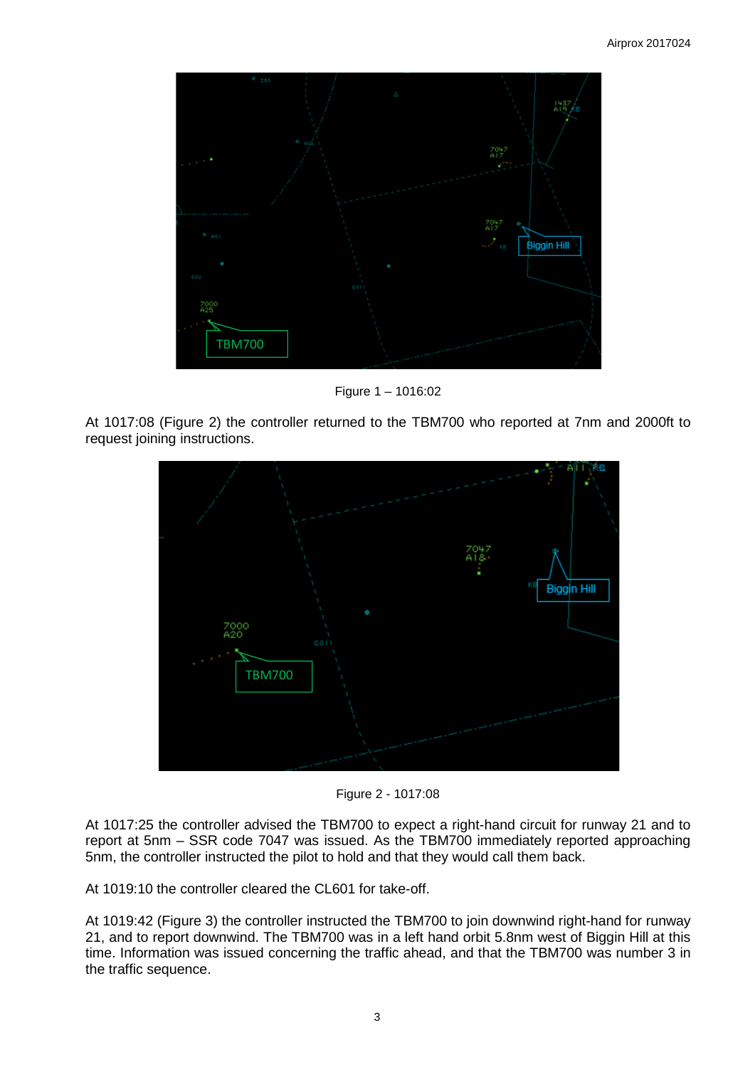Figure 1 – 1016:02

At 1017:08 (Figure 2) the controller returned to the TBM700 who reported at 7nm and 2000ft to request joining instructions.

Figure 2 - 1017:08

At 1017:25 the controller advised the TBM700 to expect a right-hand circuit for runway 21 and to report at 5nm – SSR code 7047 was issued. As the TBM700 immediately reported approaching 5nm, the controller instructed the pilot to hold and that they would call them back.

At 1019:10 the controller cleared the CL601 for take-off.

At 1019:42 (Figure 3) the controller instructed the TBM700 to join downwind right-hand for runway 21, and to report downwind. The TBM700 was in a left hand orbit 5.8nm west of Biggin Hill at this time. Information was issued concerning the traffic ahead, and that the TBM700 was number 3 in the traffic sequence.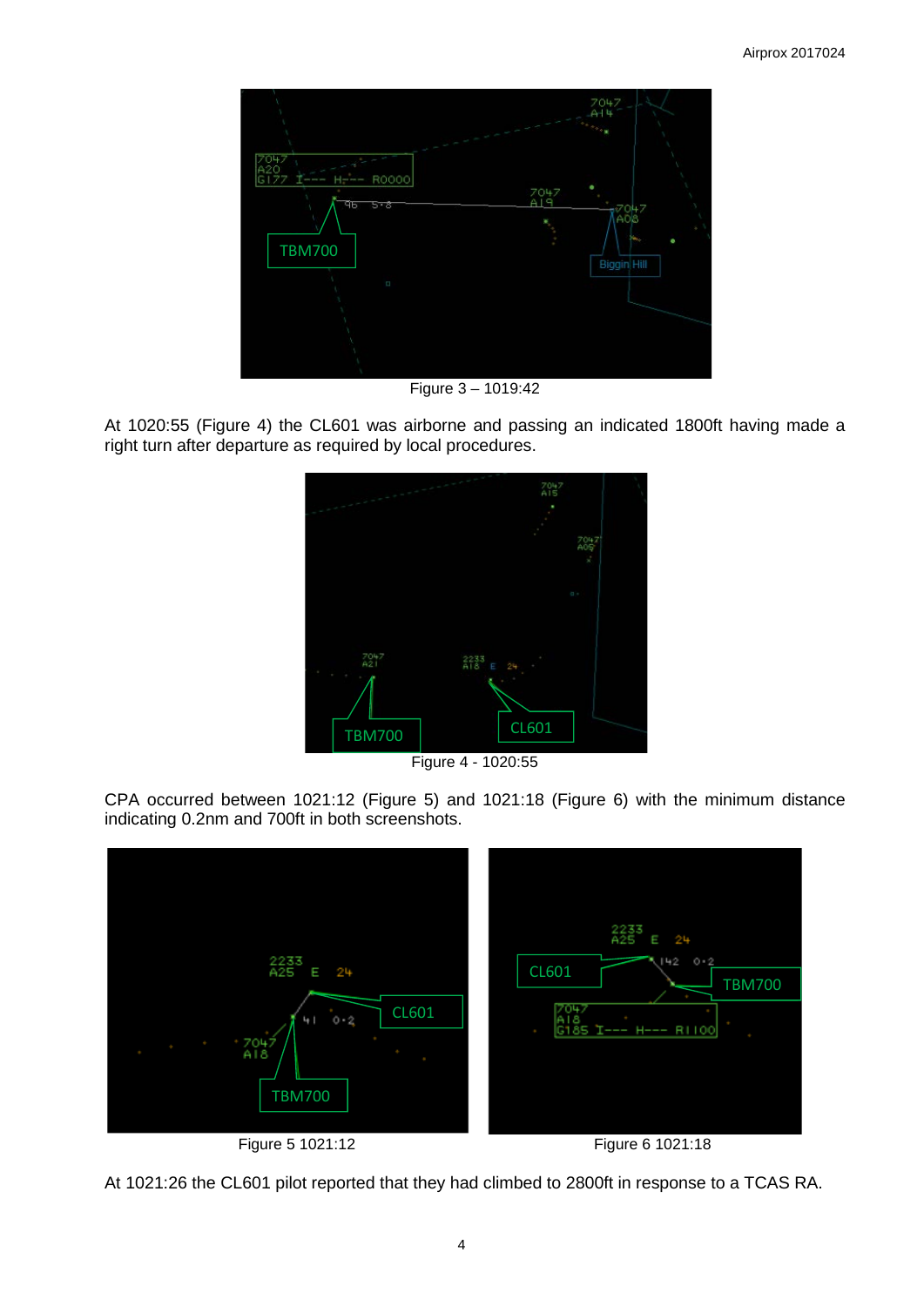Figure 3 – 1019:42

At 1020:55 (Figure 4) the CL601 was airborne and passing an indicated 1800ft having made a right turn after departure as required by local procedures.

Figure 4 - 1020:55

CPA occurred between 1021:12 (Figure 5) and 1021:18 (Figure 6) with the minimum distance indicating 0.2nm and 700ft in both screenshots.

Figure 5 1021:12

Figure 6 1021:18

At 1021:26 the CL601 pilot reported that they had climbed to 2800ft in response to a TCAS RA.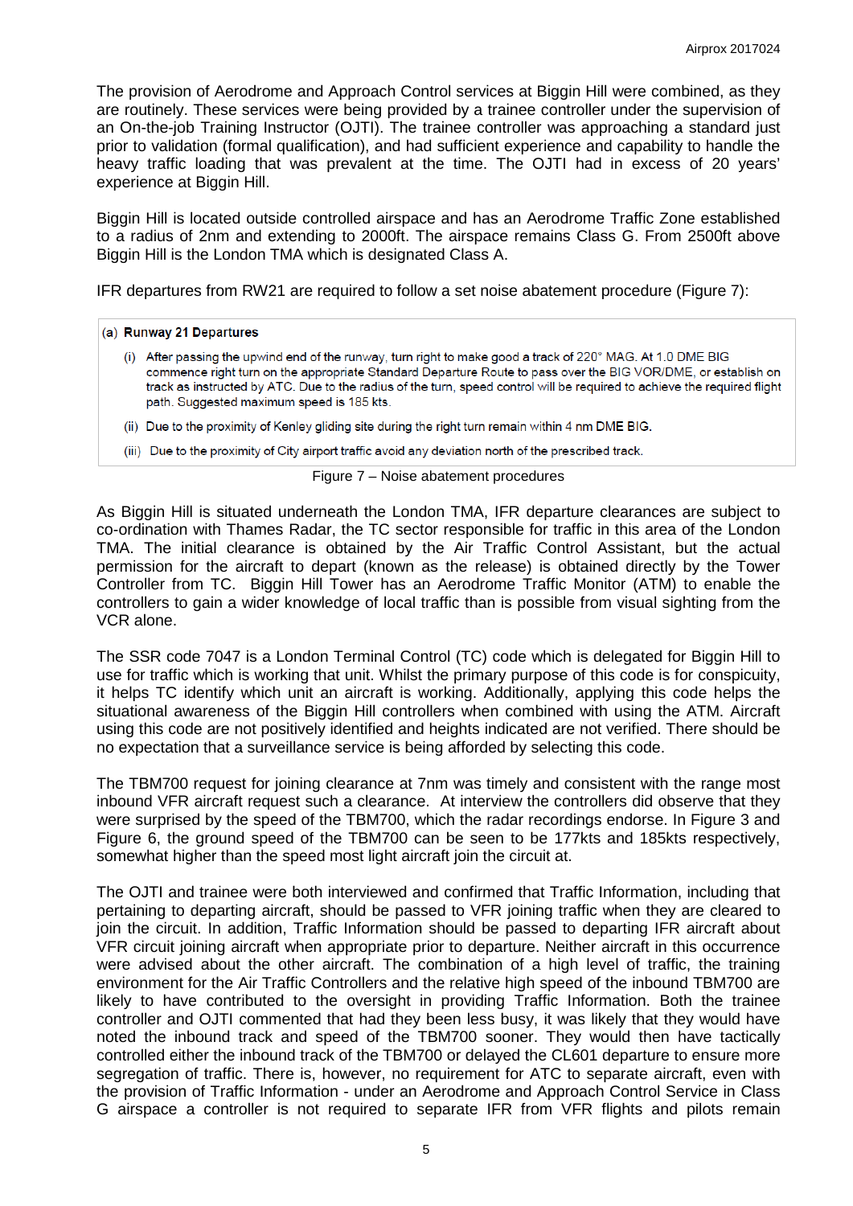The provision of Aerodrome and Approach Control services at Biggin Hill were combined, as they are routinely. These services were being provided by a trainee controller under the supervision of an On-the-job Training Instructor (OJTI). The trainee controller was approaching a standard just prior to validation (formal qualification), and had sufficient experience and capability to handle the heavy traffic loading that was prevalent at the time. The OJTI had in excess of 20 years' experience at Biggin Hill.

Biggin Hill is located outside controlled airspace and has an Aerodrome Traffic Zone established to a radius of 2nm and extending to 2000ft. The airspace remains Class G. From 2500ft above Biggin Hill is the London TMA which is designated Class A.

IFR departures from RW21 are required to follow a set noise abatement procedure (Figure 7):

(a) **Runway 21 Departures**

(i) After passing the upwind end of the runway, turn right to make good a track of 220° MAG. At 1.0 DME BIG commence right turn on the appropriate Standard Departure Route to pass over the BIG VOR/DME, or establish on track as instructed by ATC. Due to the radius of the turn, speed control will be required to achieve the required flight path. Suggested maximum speed is 185 kts.

(ii) Due to the proximity of Kenley gliding site during the right turn remain within 4 nm DME BIG.

(iii) Due to the proximity of City airport traffic avoid any deviation north of the prescribed track.

Figure 7 – Noise abatement procedures

As Biggin Hill is situated underneath the London TMA, IFR departure clearances are subject to co-ordination with Thames Radar, the TC sector responsible for traffic in this area of the London TMA. The initial clearance is obtained by the Air Traffic Control Assistant, but the actual permission for the aircraft to depart (known as the release) is obtained directly by the Tower Controller from TC. Biggin Hill Tower has an Aerodrome Traffic Monitor (ATM) to enable the controllers to gain a wider knowledge of local traffic than is possible from visual sighting from the VCR alone.

The SSR code 7047 is a London Terminal Control (TC) code which is delegated for Biggin Hill to use for traffic which is working that unit. Whilst the primary purpose of this code is for conspicuity, it helps TC identify which unit an aircraft is working. Additionally, applying this code helps the situational awareness of the Biggin Hill controllers when combined with using the ATM. Aircraft using this code are not positively identified and heights indicated are not verified. There should be no expectation that a surveillance service is being afforded by selecting this code.

The TBM700 request for joining clearance at 7nm was timely and consistent with the range most inbound VFR aircraft request such a clearance. At interview the controllers did observe that they were surprised by the speed of the TBM700, which the radar recordings endorse. In Figure 3 and Figure 6, the ground speed of the TBM700 can be seen to be 177kts and 185kts respectively, somewhat higher than the speed most light aircraft join the circuit at.

The OJTI and trainee were both interviewed and confirmed that Traffic Information, including that pertaining to departing aircraft, should be passed to VFR joining traffic when they are cleared to join the circuit. In addition, Traffic Information should be passed to departing IFR aircraft about VFR circuit joining aircraft when appropriate prior to departure. Neither aircraft in this occurrence were advised about the other aircraft. The combination of a high level of traffic, the training environment for the Air Traffic Controllers and the relative high speed of the inbound TBM700 are likely to have contributed to the oversight in providing Traffic Information. Both the trainee controller and OJTI commented that had they been less busy, it was likely that they would have noted the inbound track and speed of the TBM700 sooner. They would then have tactically controlled either the inbound track of the TBM700 or delayed the CL601 departure to ensure more segregation of traffic. There is, however, no requirement for ATC to separate aircraft, even with the provision of Traffic Information - under an Aerodrome and Approach Control Service in Class G airspace a controller is not required to separate IFR from VFR flights and pilots remain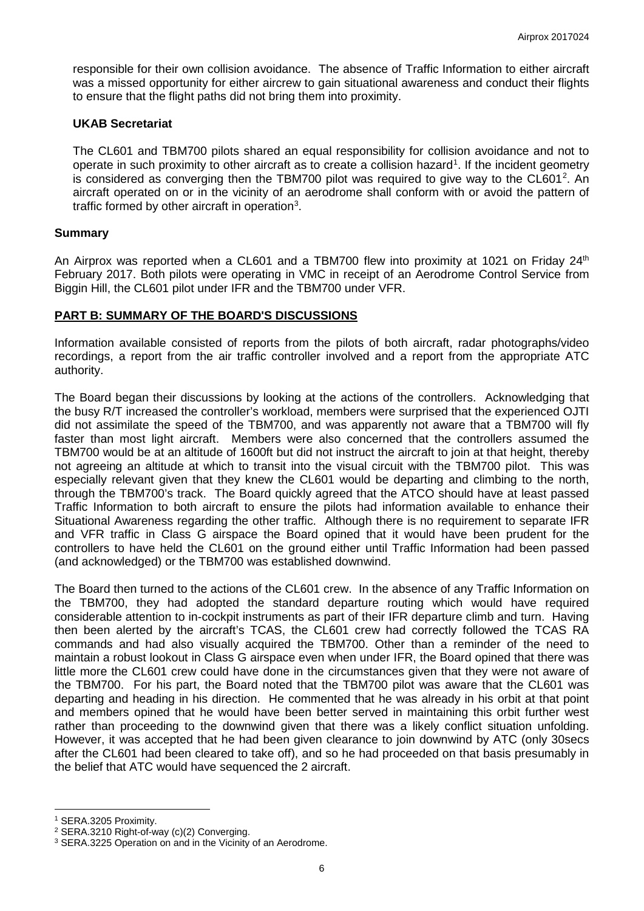responsible for their own collision avoidance. The absence of Traffic Information to either aircraft was a missed opportunity for either aircrew to gain situational awareness and conduct their flights to ensure that the flight paths did not bring them into proximity.

### UKAB Secretariat

The CL601 and TBM700 pilots shared an equal responsibility for collision avoidance and not to operate in such proximity to other aircraft as to create a collision hazard[1]. If the incident geometry is considered as converging then the TBM700 pilot was required to give way to the CL601[2]. An aircraft operated on or in the vicinity of an aerodrome shall conform with or avoid the pattern of traffic formed by other aircraft in operation[3].

## Summary

An Airprox was reported when a CL601 and a TBM700 flew into proximity at 1021 on Friday 24th February 2017. Both pilots were operating in VMC in receipt of an Aerodrome Control Service from Biggin Hill, the CL601 pilot under IFR and the TBM700 under VFR.

## PART B: SUMMARY OF THE BOARD'S DISCUSSIONS

Information available consisted of reports from the pilots of both aircraft, radar photographs/video recordings, a report from the air traffic controller involved and a report from the appropriate ATC authority.

The Board began their discussions by looking at the actions of the controllers. Acknowledging that the busy R/T increased the controller's workload, members were surprised that the experienced OJTI did not assimilate the speed of the TBM700, and was apparently not aware that a TBM700 will fly faster than most light aircraft. Members were also concerned that the controllers assumed the TBM700 would be at an altitude of 1600ft but did not instruct the aircraft to join at that height, thereby not agreeing an altitude at which to transit into the visual circuit with the TBM700 pilot. This was especially relevant given that they knew the CL601 would be departing and climbing to the north, through the TBM700's track. The Board quickly agreed that the ATCO should have at least passed Traffic Information to both aircraft to ensure the pilots had information available to enhance their Situational Awareness regarding the other traffic. Although there is no requirement to separate IFR and VFR traffic in Class G airspace the Board opined that it would have been prudent for the controllers to have held the CL601 on the ground either until Traffic Information had been passed (and acknowledged) or the TBM700 was established downwind.

The Board then turned to the actions of the CL601 crew. In the absence of any Traffic Information on the TBM700, they had adopted the standard departure routing which would have required considerable attention to in-cockpit instruments as part of their IFR departure climb and turn. Having then been alerted by the aircraft's TCAS, the CL601 crew had correctly followed the TCAS RA commands and had also visually acquired the TBM700. Other than a reminder of the need to maintain a robust lookout in Class G airspace even when under IFR, the Board opined that there was little more the CL601 crew could have done in the circumstances given that they were not aware of the TBM700. For his part, the Board noted that the TBM700 pilot was aware that the CL601 was departing and heading in his direction. He commented that he was already in his orbit at that point and members opined that he would have been better served in maintaining this orbit further west rather than proceeding to the downwind given that there was a likely conflict situation unfolding. However, it was accepted that he had been given clearance to join downwind by ATC (only 30secs after the CL601 had been cleared to take off), and so he had proceeded on that basis presumably in the belief that ATC would have sequenced the 2 aircraft.

---

[1] SERA.3205 Proximity.

[2] SERA.3210 Right-of-way (c)(2) Converging.

[3] SERA.3225 Operation on and in the Vicinity of an Aerodrome.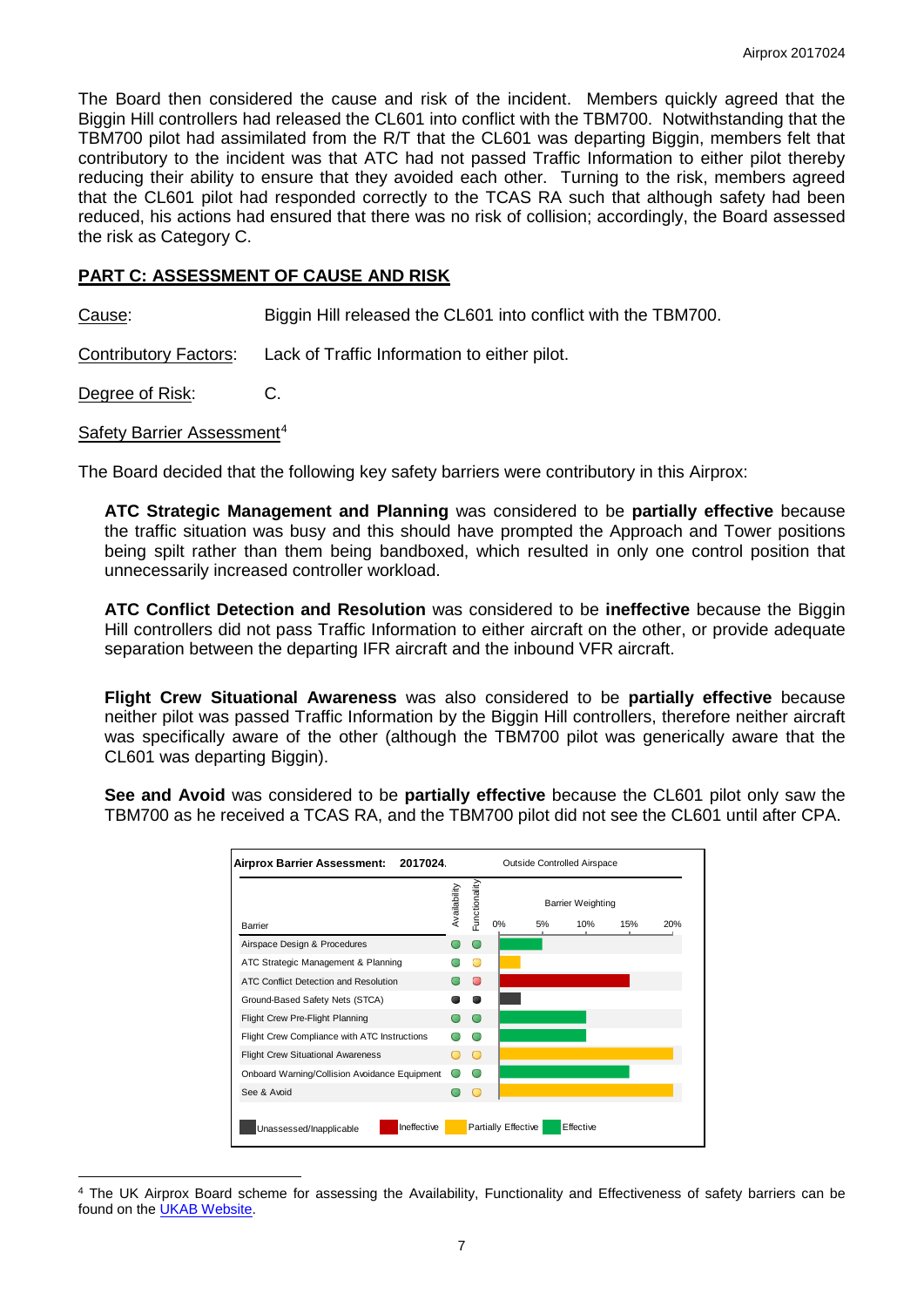The Board then considered the cause and risk of the incident. Members quickly agreed that the Biggin Hill controllers had released the CL601 into conflict with the TBM700. Notwithstanding that the TBM700 pilot had assimilated from the R/T that the CL601 was departing Biggin, members felt that contributory to the incident was that ATC had not passed Traffic Information to either pilot thereby reducing their ability to ensure that they avoided each other. Turning to the risk, members agreed that the CL601 pilot had responded correctly to the TCAS RA such that although safety had been reduced, his actions had ensured that there was no risk of collision; accordingly, the Board assessed the risk as Category C.

## PART C: ASSESSMENT OF CAUSE AND RISK

Cause: Biggin Hill released the CL601 into conflict with the TBM700.

Contributory Factors: Lack of Traffic Information to either pilot.

Degree of Risk: C.

Safety Barrier Assessment[4]

The Board decided that the following key safety barriers were contributory in this Airprox:

**ATC Strategic Management and Planning** was considered to be **partially effective** because the traffic situation was busy and this should have prompted the Approach and Tower positions being spilt rather than them being bandboxed, which resulted in only one control position that unnecessarily increased controller workload.

**ATC Conflict Detection and Resolution** was considered to be **ineffective** because the Biggin Hill controllers did not pass Traffic Information to either aircraft on the other, or provide adequate separation between the departing IFR aircraft and the inbound VFR aircraft.

**Flight Crew Situational Awareness** was also considered to be **partially effective** because neither pilot was passed Traffic Information by the Biggin Hill controllers, therefore neither aircraft was specifically aware of the other (although the TBM700 pilot was generically aware that the CL601 was departing Biggin).

**See and Avoid** was considered to be **partially effective** because the CL601 pilot only saw the TBM700 as he received a TCAS RA, and the TBM700 pilot did not see the CL601 until after CPA.

Airprox Barrier Assessment: 2017024.
Outside Controlled Airspace

Barrier
Availability
Functionality
Barrier Weighting
0% 5% 10% 15% 20%

Airspace Design & Procedures
ATC Strategic Management & Planning
ATC Conflict Detection and Resolution
Ground-Based Safety Nets (STCA)
Flight Crew Pre-Flight Planning
Flight Crew Compliance with ATC Instructions
Flight Crew Situational Awareness
Onboard Warning/Collision Avoidance Equipment
See & Avoid

Unassessed/Inapplicable
Ineffective
Partially Effective
Effective

[4] The UK Airprox Board scheme for assessing the Availability, Functionality and Effectiveness of safety barriers can be found on the UKAB Website.